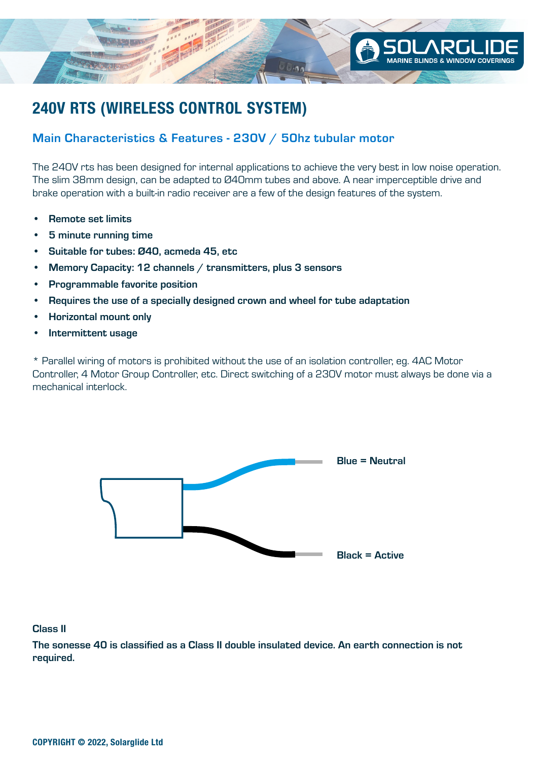# 240V RTS (WIRELESS CONTROL SYSTEM)

## Main Characteristics & Features - 230V / 50hz tubular motor

The 240V rts has been designed for internal applications to achieve the very best in low noise operation. The slim 38mm design, can be adapted to Ø40mm tubes and above. A near imperceptible drive and brake operation with a built-in radio receiver are a few of the design features of the system.

- **Remote set limits**
- **5 minute running time**
- **Suitable for tubes: Ø40, acmeda 45, etc**
- **Memory Capacity: 12 channels / transmitters, plus 3 sensors**
- **Programmable favorite position**
- **Requires the use of a specially designed crown and wheel for tube adaptation**
- **Horizontal mount only**
- **Intermittent usage**

* Parallel wiring of motors is prohibited without the use of an isolation controller, eg. 4AC Motor Controller, 4 Motor Group Controller, etc. Direct switching of a 230V motor must always be done via a mechanical interlock.

**Blue = Neutral**

**Black = Active**

**Class II**

**The sonesse 40 is classified as a Class II double insulated device. An earth connection is not required.**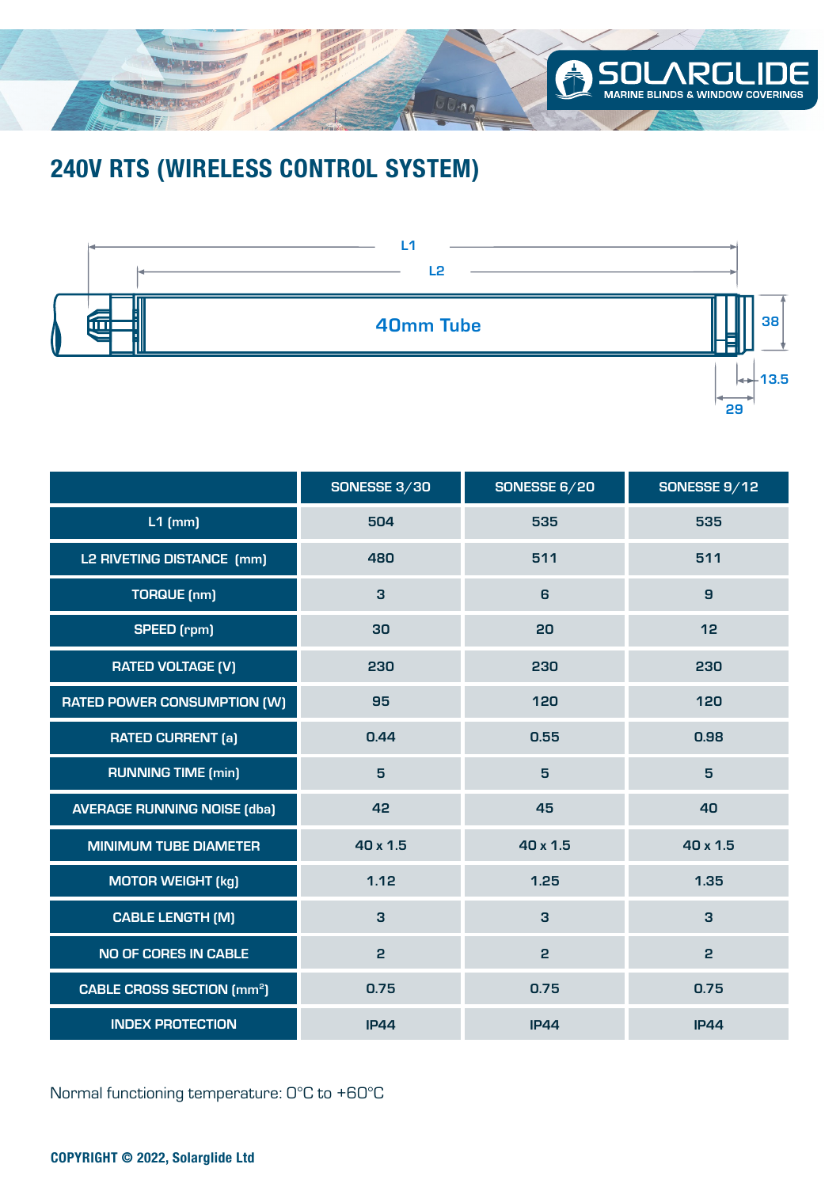## 240V RTS (WIRELESS CONTROL SYSTEM)

L1

L2

40mm Tube

38

13.5

29

| | SONESSE 3/30 | SONESSE 6/20 | SONESSE 9/12 |
|---|---|---|---|
| L1 (mm) | 504 | 535 | 535 |
| L2 RIVETING DISTANCE (mm) | 480 | 511 | 511 |
| TORQUE (nm) | 3 | 6 | 9 |
| SPEED (rpm) | 30 | 20 | 12 |
| RATED VOLTAGE (V) | 230 | 230 | 230 |
| RATED POWER CONSUMPTION (W) | 95 | 120 | 120 |
| RATED CURRENT (a) | 0.44 | 0.55 | 0.98 |
| RUNNING TIME (min) | 5 | 5 | 5 |
| AVERAGE RUNNING NOISE (dba) | 42 | 45 | 40 |
| MINIMUM TUBE DIAMETER | 40 x 1.5 | 40 x 1.5 | 40 x 1.5 |
| MOTOR WEIGHT (kg) | 1.12 | 1.25 | 1.35 |
| CABLE LENGTH (M) | 3 | 3 | 3 |
| NO OF CORES IN CABLE | 2 | 2 | 2 |
| CABLE CROSS SECTION ($mm^2$) | 0.75 | 0.75 | 0.75 |
| INDEX PROTECTION | IP44 | IP44 | IP44 |

Normal functioning temperature: 0°C to +60°C

**COPYRIGHT © 2022, Solarglide Ltd**